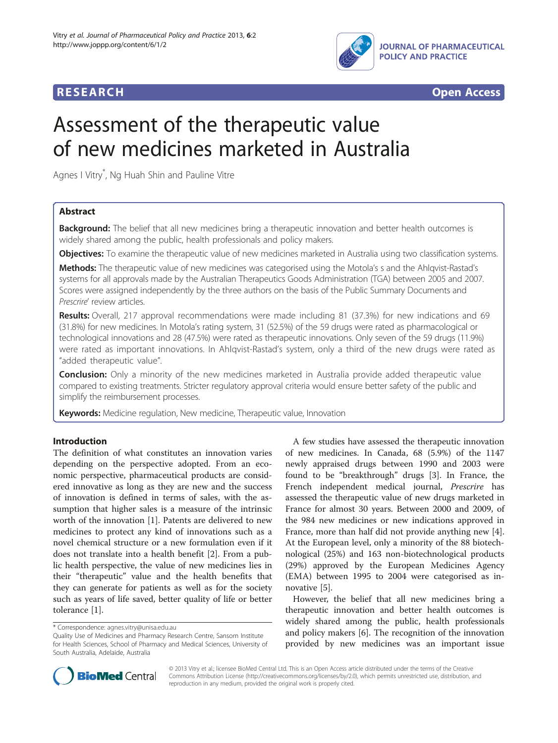**RESEARCH** **Open Access**

# Assessment of the therapeutic value of new medicines marketed in Australia

Agnes I Vitry*, Ng Huah Shin and Pauline Vitre

## Abstract

**Background:** The belief that all new medicines bring a therapeutic innovation and better health outcomes is widely shared among the public, health professionals and policy makers.

**Objectives:** To examine the therapeutic value of new medicines marketed in Australia using two classification systems.

**Methods:** The therapeutic value of new medicines was categorised using the Motola's s and the Ahlqvist-Rastad's systems for all approvals made by the Australian Therapeutics Goods Administration (TGA) between 2005 and 2007. Scores were assigned independently by the three authors on the basis of the Public Summary Documents and *Prescrire*' review articles.

**Results:** Overall, 217 approval recommendations were made including 81 (37.3%) for new indications and 69 (31.8%) for new medicines. In Motola's rating system, 31 (52.5%) of the 59 drugs were rated as pharmacological or technological innovations and 28 (47.5%) were rated as therapeutic innovations. Only seven of the 59 drugs (11.9%) were rated as important innovations. In Ahlqvist-Rastad's system, only a third of the new drugs were rated as "added therapeutic value".

**Conclusion:** Only a minority of the new medicines marketed in Australia provide added therapeutic value compared to existing treatments. Stricter regulatory approval criteria would ensure better safety of the public and simplify the reimbursement processes.

**Keywords:** Medicine regulation, New medicine, Therapeutic value, Innovation

## Introduction

The definition of what constitutes an innovation varies depending on the perspective adopted. From an economic perspective, pharmaceutical products are considered innovative as long as they are new and the success of innovation is defined in terms of sales, with the assumption that higher sales is a measure of the intrinsic worth of the innovation [1]. Patents are delivered to new medicines to protect any kind of innovations such as a novel chemical structure or a new formulation even if it does not translate into a health benefit [2]. From a public health perspective, the value of new medicines lies in their "therapeutic" value and the health benefits that they can generate for patients as well as for the society such as years of life saved, better quality of life or better tolerance [1].

A few studies have assessed the therapeutic innovation of new medicines. In Canada, 68 (5.9%) of the 1147 newly appraised drugs between 1990 and 2003 were found to be "breakthrough" drugs [3]. In France, the French independent medical journal, *Prescrire* has assessed the therapeutic value of new drugs marketed in France for almost 30 years. Between 2000 and 2009, of the 984 new medicines or new indications approved in France, more than half did not provide anything new [4]. At the European level, only a minority of the 88 biotechnological (25%) and 163 non-biotechnological products (29%) approved by the European Medicines Agency (EMA) between 1995 to 2004 were categorised as innovative [5].

However, the belief that all new medicines bring a therapeutic innovation and better health outcomes is widely shared among the public, health professionals and policy makers [6]. The recognition of the innovation provided by new medicines was an important issue

\* Correspondence: agnes.vitry@unisa.edu.au
Quality Use of Medicines and Pharmacy Research Centre, Sansom Institute for Health Sciences, School of Pharmacy and Medical Sciences, University of South Australia, Adelaide, Australia

© 2013 Vitry et al.; licensee BioMed Central Ltd. This is an Open Access article distributed under the terms of the Creative Commons Attribution License (http://creativecommons.org/licenses/by/2.0), which permits unrestricted use, distribution, and reproduction in any medium, provided the original work is properly cited.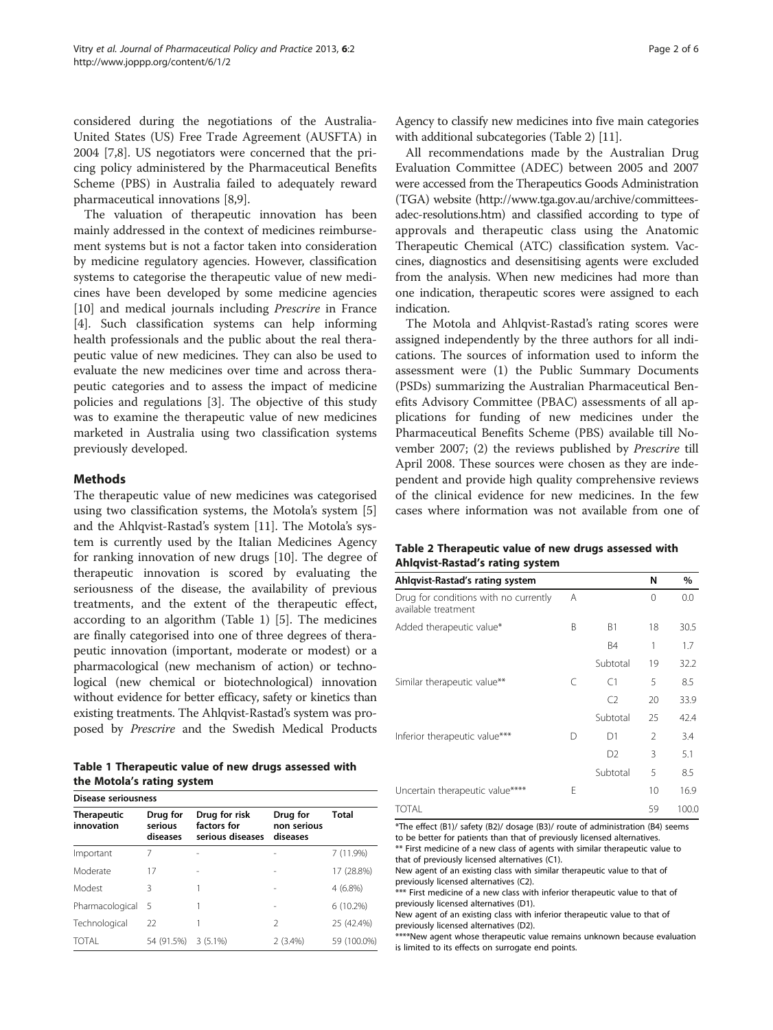considered during the negotiations of the Australia-United States (US) Free Trade Agreement (AUSFTA) in 2004 [7,8]. US negotiators were concerned that the pricing policy administered by the Pharmaceutical Benefits Scheme (PBS) in Australia failed to adequately reward pharmaceutical innovations [8,9].

The valuation of therapeutic innovation has been mainly addressed in the context of medicines reimbursement systems but is not a factor taken into consideration by medicine regulatory agencies. However, classification systems to categorise the therapeutic value of new medicines have been developed by some medicine agencies [10] and medical journals including *Prescrire* in France [4]. Such classification systems can help informing health professionals and the public about the real therapeutic value of new medicines. They can also be used to evaluate the new medicines over time and across therapeutic categories and to assess the impact of medicine policies and regulations [3]. The objective of this study was to examine the therapeutic value of new medicines marketed in Australia using two classification systems previously developed.

## Methods

The therapeutic value of new medicines was categorised using two classification systems, the Motola's system [5] and the Ahlqvist-Rastad's system [11]. The Motola's system is currently used by the Italian Medicines Agency for ranking innovation of new drugs [10]. The degree of therapeutic innovation is scored by evaluating the seriousness of the disease, the availability of previous treatments, and the extent of the therapeutic effect, according to an algorithm (Table 1) [5]. The medicines are finally categorised into one of three degrees of therapeutic innovation (important, moderate or modest) or a pharmacological (new mechanism of action) or technological (new chemical or biotechnological) innovation without evidence for better efficacy, safety or kinetics than existing treatments. The Ahlqvist-Rastad's system was proposed by *Prescrire* and the Swedish Medical Products Agency to classify new medicines into five main categories with additional subcategories (Table 2) [11].

**Table 1 Therapeutic value of new drugs assessed with the Motola's rating system**

| Disease seriousness | | | | |
|---|---|---|---|---|
| **Therapeutic innovation** | **Drug for serious diseases** | **Drug for risk factors for serious diseases** | **Drug for non serious diseases** | **Total** |
| Important | 7 | - | - | 7 (11.9%) |
| Moderate | 17 | - | - | 17 (28.8%) |
| Modest | 3 | 1 | - | 4 (6.8%) |
| Pharmacological | 5 | 1 | - | 6 (10.2%) |
| Technological | 22 | 1 | 2 | 25 (42.4%) |
| TOTAL | 54 (91.5%) | 3 (5.1%) | 2 (3.4%) | 59 (100.0%) |

All recommendations made by the Australian Drug Evaluation Committee (ADEC) between 2005 and 2007 were accessed from the Therapeutics Goods Administration (TGA) website (http://www.tga.gov.au/archive/committees-adec-resolutions.htm) and classified according to type of approvals and therapeutic class using the Anatomic Therapeutic Chemical (ATC) classification system. Vaccines, diagnostics and desensitising agents were excluded from the analysis. When new medicines had more than one indication, therapeutic scores were assigned to each indication.

The Motola and Ahlqvist-Rastad's rating scores were assigned independently by the three authors for all indications. The sources of information used to inform the assessment were (1) the Public Summary Documents (PSDs) summarizing the Australian Pharmaceutical Benefits Advisory Committee (PBAC) assessments of all applications for funding of new medicines under the Pharmaceutical Benefits Scheme (PBS) available till November 2007; (2) the reviews published by *Prescrire* till April 2008. These sources were chosen as they are independent and provide high quality comprehensive reviews of the clinical evidence for new medicines. In the few cases where information was not available from one of

**Table 2 Therapeutic value of new drugs assessed with Ahlqvist-Rastad's rating system**

| Ahlqvist-Rastad's rating system | | | N | % |
|---|---|---|---|---|
| Drug for conditions with no currently available treatment | A | | 0 | 0.0 |
| Added therapeutic value* | B | B1 | 18 | 30.5 |
| | | B4 | 1 | 1.7 |
| | | Subtotal | 19 | 32.2 |
| Similar therapeutic value** | C | C1 | 5 | 8.5 |
| | | C2 | 20 | 33.9 |
| | | Subtotal | 25 | 42.4 |
| Inferior therapeutic value*** | D | D1 | 2 | 3.4 |
| | | D2 | 3 | 5.1 |
| | | Subtotal | 5 | 8.5 |
| Uncertain therapeutic value**** | E | | 10 | 16.9 |
| TOTAL | | | 59 | 100.0 |

*The effect (B1)/ safety (B2)/ dosage (B3)/ route of administration (B4) seems to be better for patients than that of previously licensed alternatives.
** First medicine of a new class of agents with similar therapeutic value to that of previously licensed alternatives (C1).
New agent of an existing class with similar therapeutic value to that of previously licensed alternatives (C2).
*** First medicine of a new class with inferior therapeutic value to that of previously licensed alternatives (D1).
New agent of an existing class with inferior therapeutic value to that of previously licensed alternatives (D2).
****New agent whose therapeutic value remains unknown because evaluation is limited to its effects on surrogate end points.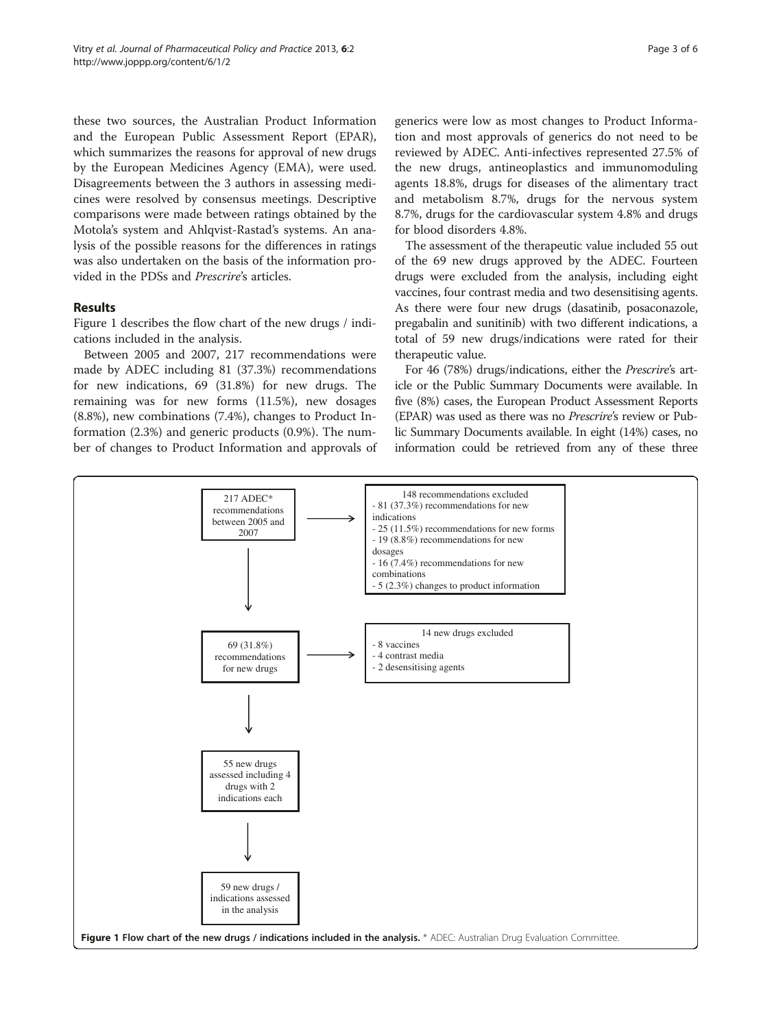these two sources, the Australian Product Information and the European Public Assessment Report (EPAR), which summarizes the reasons for approval of new drugs by the European Medicines Agency (EMA), were used. Disagreements between the 3 authors in assessing medicines were resolved by consensus meetings. Descriptive comparisons were made between ratings obtained by the Motola's system and Ahlqvist-Rastad's systems. An analysis of the possible reasons for the differences in ratings was also undertaken on the basis of the information provided in the PDSs and *Prescrire*'s articles.

## Results

Figure 1 describes the flow chart of the new drugs / indications included in the analysis.

Between 2005 and 2007, 217 recommendations were made by ADEC including 81 (37.3%) recommendations for new indications, 69 (31.8%) for new drugs. The remaining was for new forms (11.5%), new dosages (8.8%), new combinations (7.4%), changes to Product Information (2.3%) and generic products (0.9%). The number of changes to Product Information and approvals of generics were low as most changes to Product Information and most approvals of generics do not need to be reviewed by ADEC. Anti-infectives represented 27.5% of the new drugs, antineoplastics and immunomoduling agents 18.8%, drugs for diseases of the alimentary tract and metabolism 8.7%, drugs for the nervous system 8.7%, drugs for the cardiovascular system 4.8% and drugs for blood disorders 4.8%.

The assessment of the therapeutic value included 55 out of the 69 new drugs approved by the ADEC. Fourteen drugs were excluded from the analysis, including eight vaccines, four contrast media and two desensitising agents. As there were four new drugs (dasatinib, posaconazole, pregabalin and sunitinib) with two different indications, a total of 59 new drugs/indications were rated for their therapeutic value.

For 46 (78%) drugs/indications, either the *Prescrire*'s article or the Public Summary Documents were available. In five (8%) cases, the European Product Assessment Reports (EPAR) was used as there was no *Prescrire*'s review or Public Summary Documents available. In eight (14%) cases, no information could be retrieved from any of these three

217 ADEC* recommendations between 2005 and 2007 → 148 recommendations excluded
- 81 (37.3%) recommendations for new indications
- 25 (11.5%) recommendations for new forms
- 19 (8.8%) recommendations for new dosages
- 16 (7.4%) recommendations for new combinations
- 5 (2.3%) changes to product information

69 (31.8%) recommendations for new drugs → 14 new drugs excluded
- 8 vaccines
- 4 contrast media
- 2 desensitising agents

55 new drugs assessed including 4 drugs with 2 indications each

59 new drugs / indications assessed in the analysis

**Figure 1 Flow chart of the new drugs / indications included in the analysis.** * ADEC: Australian Drug Evaluation Committee.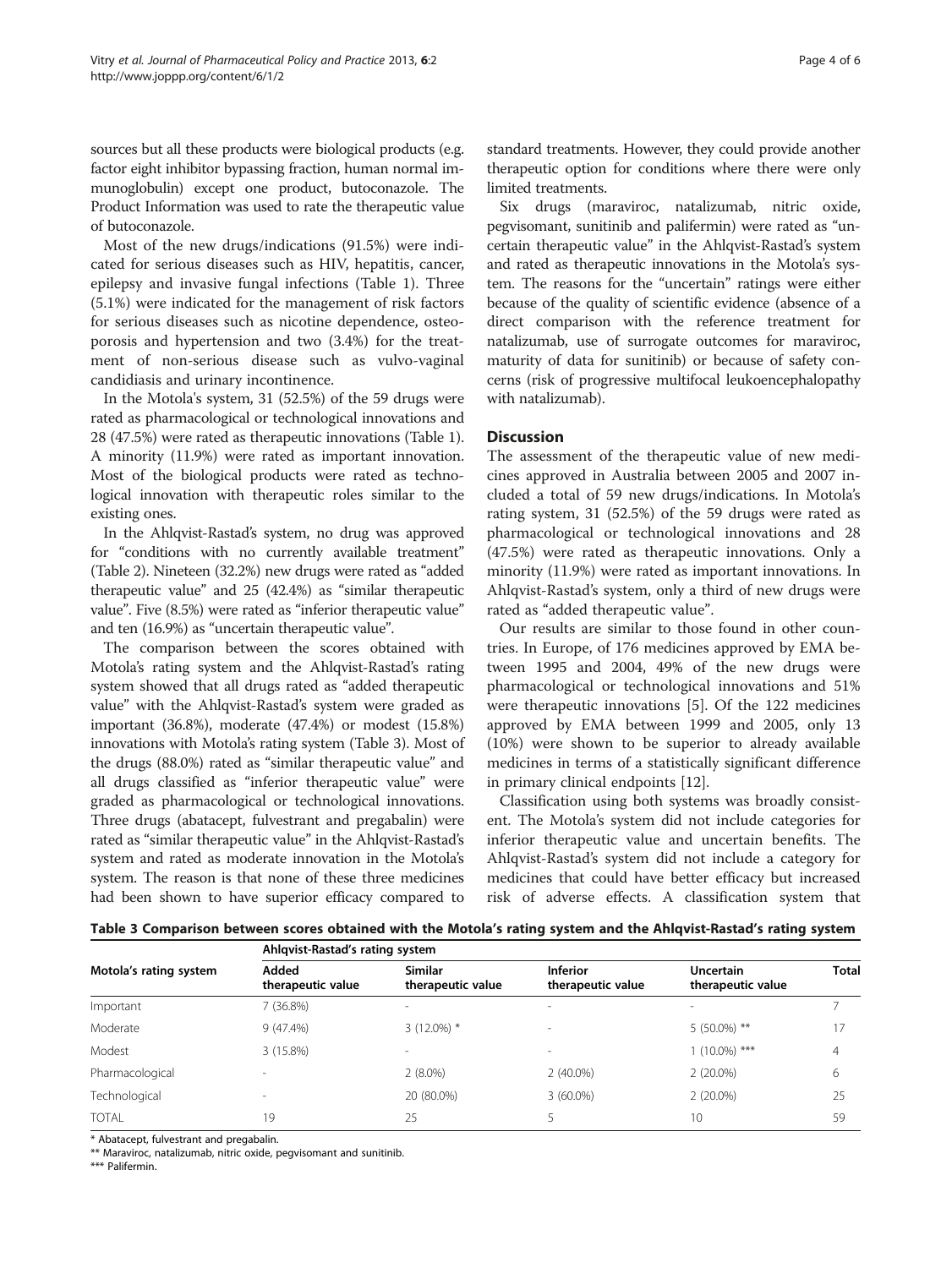sources but all these products were biological products (e.g. factor eight inhibitor bypassing fraction, human normal immunoglobulin) except one product, butoconazole. The Product Information was used to rate the therapeutic value of butoconazole.

Most of the new drugs/indications (91.5%) were indicated for serious diseases such as HIV, hepatitis, cancer, epilepsy and invasive fungal infections (Table 1). Three (5.1%) were indicated for the management of risk factors for serious diseases such as nicotine dependence, osteoporosis and hypertension and two (3.4%) for the treatment of non-serious disease such as vulvo-vaginal candidiasis and urinary incontinence.

In the Motola's system, 31 (52.5%) of the 59 drugs were rated as pharmacological or technological innovations and 28 (47.5%) were rated as therapeutic innovations (Table 1). A minority (11.9%) were rated as important innovation. Most of the biological products were rated as technological innovation with therapeutic roles similar to the existing ones.

In the Ahlqvist-Rastad's system, no drug was approved for "conditions with no currently available treatment" (Table 2). Nineteen (32.2%) new drugs were rated as "added therapeutic value" and 25 (42.4%) as "similar therapeutic value". Five (8.5%) were rated as "inferior therapeutic value" and ten (16.9%) as "uncertain therapeutic value".

The comparison between the scores obtained with Motola's rating system and the Ahlqvist-Rastad's rating system showed that all drugs rated as "added therapeutic value" with the Ahlqvist-Rastad's system were graded as important (36.8%), moderate (47.4%) or modest (15.8%) innovations with Motola's rating system (Table 3). Most of the drugs (88.0%) rated as "similar therapeutic value" and all drugs classified as "inferior therapeutic value" were graded as pharmacological or technological innovations. Three drugs (abatacept, fulvestrant and pregabalin) were rated as "similar therapeutic value" in the Ahlqvist-Rastad's system and rated as moderate innovation in the Motola's system. The reason is that none of these three medicines had been shown to have superior efficacy compared to standard treatments. However, they could provide another therapeutic option for conditions where there were only limited treatments.

Six drugs (maraviroc, natalizumab, nitric oxide, pegvisomant, sunitinib and palifermin) were rated as "uncertain therapeutic value" in the Ahlqvist-Rastad's system and rated as therapeutic innovations in the Motola's system. The reasons for the "uncertain" ratings were either because of the quality of scientific evidence (absence of a direct comparison with the reference treatment for natalizumab, use of surrogate outcomes for maraviroc, maturity of data for sunitinib) or because of safety concerns (risk of progressive multifocal leukoencephalopathy with natalizumab).

## Discussion

The assessment of the therapeutic value of new medicines approved in Australia between 2005 and 2007 included a total of 59 new drugs/indications. In Motola's rating system, 31 (52.5%) of the 59 drugs were rated as pharmacological or technological innovations and 28 (47.5%) were rated as therapeutic innovations. Only a minority (11.9%) were rated as important innovations. In Ahlqvist-Rastad's system, only a third of new drugs were rated as "added therapeutic value".

Our results are similar to those found in other countries. In Europe, of 176 medicines approved by EMA between 1995 and 2004, 49% of the new drugs were pharmacological or technological innovations and 51% were therapeutic innovations [5]. Of the 122 medicines approved by EMA between 1999 and 2005, only 13 (10%) were shown to be superior to already available medicines in terms of a statistically significant difference in primary clinical endpoints [12].

Classification using both systems was broadly consistent. The Motola's system did not include categories for inferior therapeutic value and uncertain benefits. The Ahlqvist-Rastad's system did not include a category for medicines that could have better efficacy but increased risk of adverse effects. A classification system that

**Table 3 Comparison between scores obtained with the Motola's rating system and the Ahlqvist-Rastad's rating system**

| Motola's rating system | Ahlqvist-Rastad's rating system | | | | |
|---|---|---|---|---|---|
| | Added therapeutic value | Similar therapeutic value | Inferior therapeutic value | Uncertain therapeutic value | Total |
| Important | 7 (36.8%) | - | - | - | 7 |
| Moderate | 9 (47.4%) | 3 (12.0%) * | - | 5 (50.0%) ** | 17 |
| Modest | 3 (15.8%) | - | - | 1 (10.0%) *** | 4 |
| Pharmacological | - | 2 (8.0%) | 2 (40.0%) | 2 (20.0%) | 6 |
| Technological | - | 20 (80.0%) | 3 (60.0%) | 2 (20.0%) | 25 |
| TOTAL | 19 | 25 | 5 | 10 | 59 |

\* Abatacept, fulvestrant and pregabalin.

\*\* Maraviroc, natalizumab, nitric oxide, pegvisomant and sunitinib.

\*\*\* Palifermin.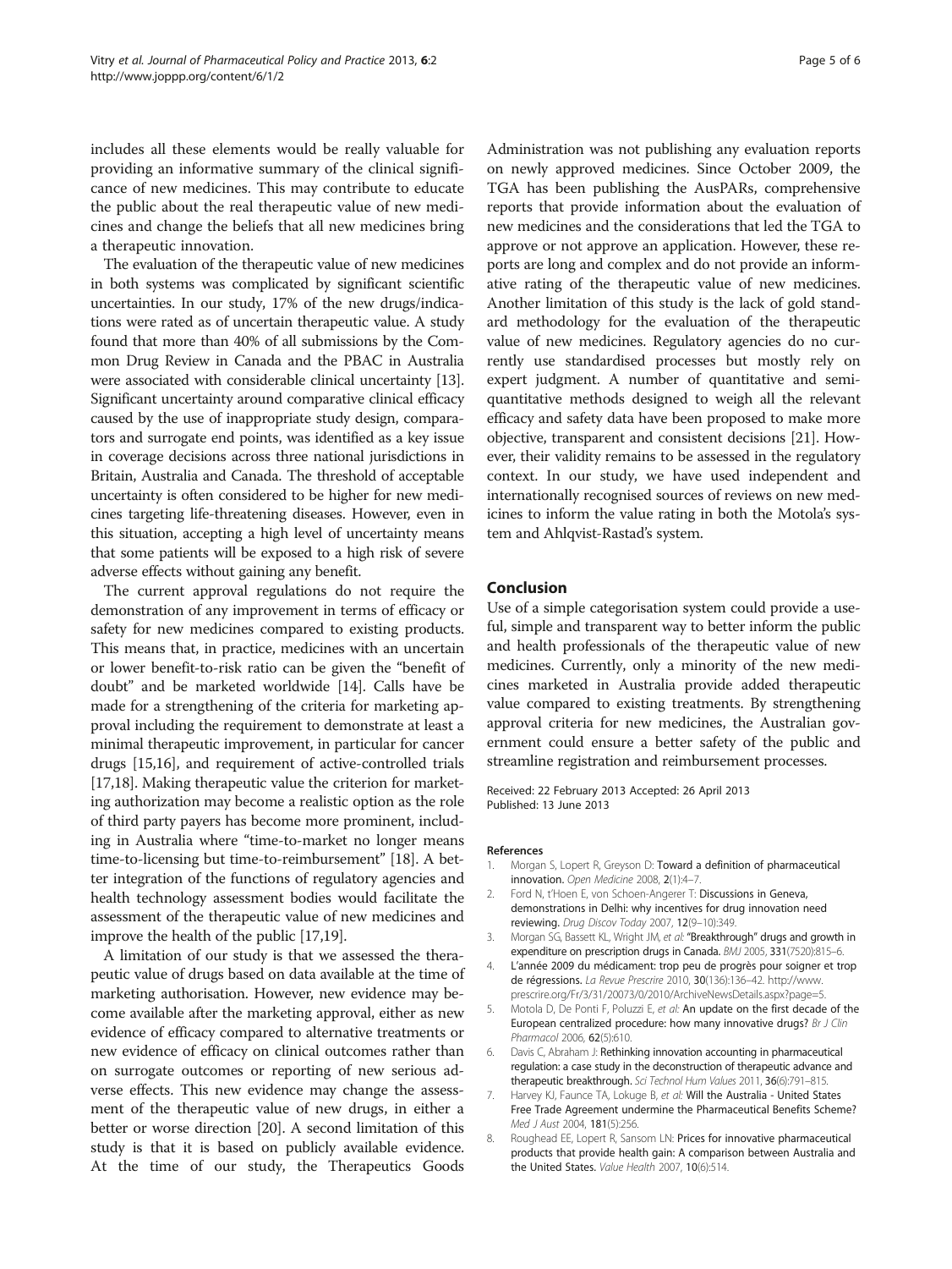includes all these elements would be really valuable for providing an informative summary of the clinical significance of new medicines. This may contribute to educate the public about the real therapeutic value of new medicines and change the beliefs that all new medicines bring a therapeutic innovation.

The evaluation of the therapeutic value of new medicines in both systems was complicated by significant scientific uncertainties. In our study, 17% of the new drugs/indications were rated as of uncertain therapeutic value. A study found that more than 40% of all submissions by the Common Drug Review in Canada and the PBAC in Australia were associated with considerable clinical uncertainty [13]. Significant uncertainty around comparative clinical efficacy caused by the use of inappropriate study design, comparators and surrogate end points, was identified as a key issue in coverage decisions across three national jurisdictions in Britain, Australia and Canada. The threshold of acceptable uncertainty is often considered to be higher for new medicines targeting life-threatening diseases. However, even in this situation, accepting a high level of uncertainty means that some patients will be exposed to a high risk of severe adverse effects without gaining any benefit.

The current approval regulations do not require the demonstration of any improvement in terms of efficacy or safety for new medicines compared to existing products. This means that, in practice, medicines with an uncertain or lower benefit-to-risk ratio can be given the "benefit of doubt" and be marketed worldwide [14]. Calls have be made for a strengthening of the criteria for marketing approval including the requirement to demonstrate at least a minimal therapeutic improvement, in particular for cancer drugs [15,16], and requirement of active-controlled trials [17,18]. Making therapeutic value the criterion for marketing authorization may become a realistic option as the role of third party payers has become more prominent, including in Australia where "time-to-market no longer means time-to-licensing but time-to-reimbursement" [18]. A better integration of the functions of regulatory agencies and health technology assessment bodies would facilitate the assessment of the therapeutic value of new medicines and improve the health of the public [17,19].

A limitation of our study is that we assessed the therapeutic value of drugs based on data available at the time of marketing authorisation. However, new evidence may become available after the marketing approval, either as new evidence of efficacy compared to alternative treatments or new evidence of efficacy on clinical outcomes rather than on surrogate outcomes or reporting of new serious adverse effects. This new evidence may change the assessment of the therapeutic value of new drugs, in either a better or worse direction [20]. A second limitation of this study is that it is based on publicly available evidence. At the time of our study, the Therapeutics Goods Administration was not publishing any evaluation reports on newly approved medicines. Since October 2009, the TGA has been publishing the AusPARs, comprehensive reports that provide information about the evaluation of new medicines and the considerations that led the TGA to approve or not approve an application. However, these reports are long and complex and do not provide an informative rating of the therapeutic value of new medicines. Another limitation of this study is the lack of gold standard methodology for the evaluation of the therapeutic value of new medicines. Regulatory agencies do no currently use standardised processes but mostly rely on expert judgment. A number of quantitative and semi-quantitative methods designed to weigh all the relevant efficacy and safety data have been proposed to make more objective, transparent and consistent decisions [21]. However, their validity remains to be assessed in the regulatory context. In our study, we have used independent and internationally recognised sources of reviews on new medicines to inform the value rating in both the Motola's system and Ahlqvist-Rastad's system.

## Conclusion

Use of a simple categorisation system could provide a useful, simple and transparent way to better inform the public and health professionals of the therapeutic value of new medicines. Currently, only a minority of the new medicines marketed in Australia provide added therapeutic value compared to existing treatments. By strengthening approval criteria for new medicines, the Australian government could ensure a better safety of the public and streamline registration and reimbursement processes.

Received: 22 February 2013 Accepted: 26 April 2013
Published: 13 June 2013

### References

1. Morgan S, Lopert R, Greyson D: **Toward a definition of pharmaceutical innovation.** *Open Medicine* 2008, **2**(1):4–7.
2. Ford N, t'Hoen E, von Schoen-Angerer T: **Discussions in Geneva, demonstrations in Delhi: why incentives for drug innovation need reviewing.** *Drug Discov Today* 2007, **12**(9–10):349.
3. Morgan SG, Bassett KL, Wright JM, *et al:* **"Breakthrough" drugs and growth in expenditure on prescription drugs in Canada.** *BMJ* 2005, **331**(7520):815–6.
4. **L'année 2009 du médicament: trop peu de progrès pour soigner et trop de régressions.** *La Revue Prescrire* 2010, **30**(136):136–42. http://www.prescrire.org/Fr/3/31/20073/0/2010/ArchiveNewsDetails.aspx?page=5.
5. Motola D, De Ponti F, Poluzzi E, *et al:* **An update on the first decade of the European centralized procedure: how many innovative drugs?** *Br J Clin Pharmacol* 2006, **62**(5):610.
6. Davis C, Abraham J: **Rethinking innovation accounting in pharmaceutical regulation: a case study in the deconstruction of therapeutic advance and therapeutic breakthrough.** *Sci Technol Hum Values* 2011, **36**(6):791–815.
7. Harvey KJ, Faunce TA, Lokuge B, *et al:* **Will the Australia - United States Free Trade Agreement undermine the Pharmaceutical Benefits Scheme?** *Med J Aust* 2004, **181**(5):256.
8. Roughead EE, Lopert R, Sansom LN: **Prices for innovative pharmaceutical products that provide health gain: A comparison between Australia and the United States.** *Value Health* 2007, **10**(6):514.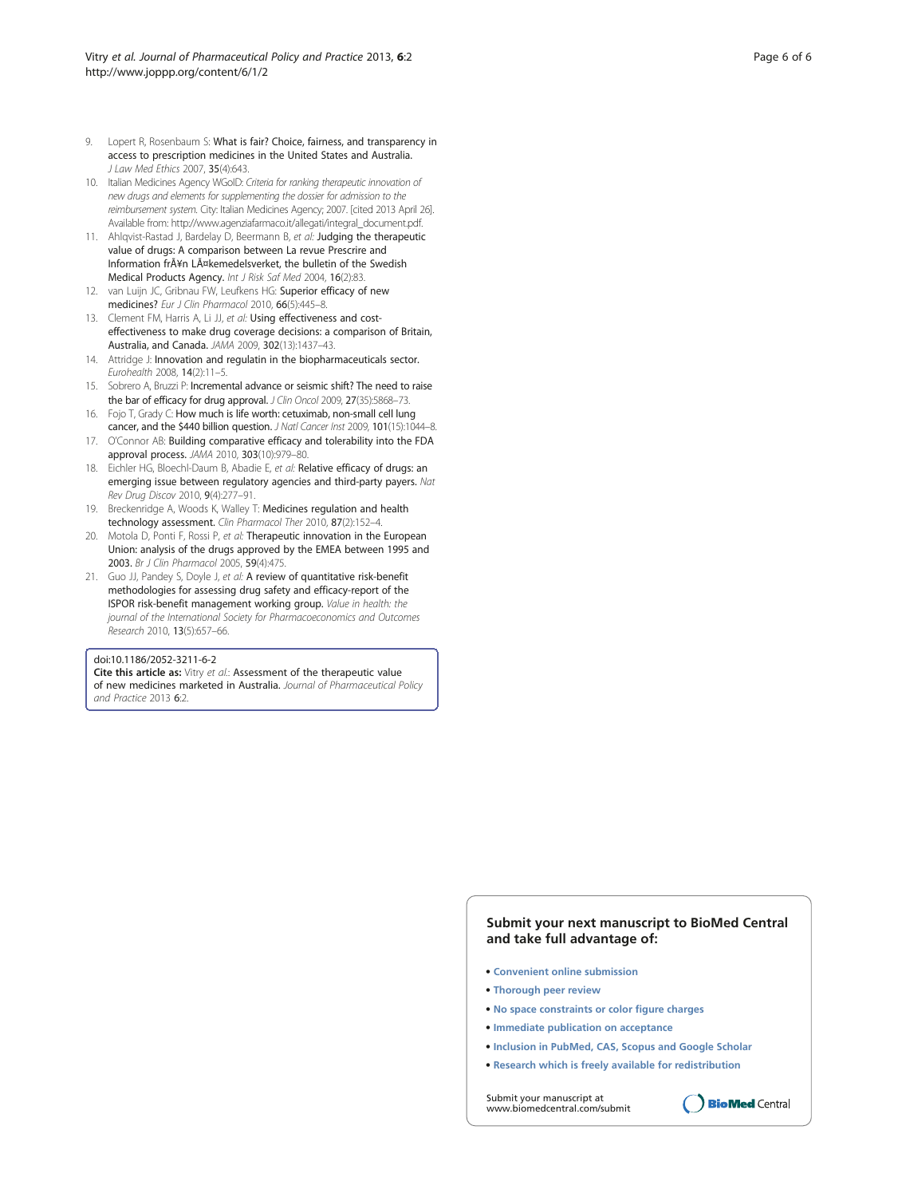9. Lopert R, Rosenbaum S: **What is fair? Choice, fairness, and transparency in access to prescription medicines in the United States and Australia.** *J Law Med Ethics* 2007, **35**(4):643.
10. Italian Medicines Agency WGoID: *Criteria for ranking therapeutic innovation of new drugs and elements for supplementing the dossier for admission to the reimbursement system.* City: Italian Medicines Agency; 2007. [cited 2013 April 26]. Available from: http://www.agenziafarmaco.it/allegati/integral_document.pdf.
11. Ahlqvist-Rastad J, Bardelay D, Beermann B, *et al:* **Judging the therapeutic value of drugs: A comparison between La revue Prescrire and Information frÃ¥n LÃ¤kemedelsverket, the bulletin of the Swedish Medical Products Agency.** *Int J Risk Saf Med* 2004, **16**(2):83.
12. van Luijn JC, Gribnau FW, Leufkens HG: **Superior efficacy of new medicines?** *Eur J Clin Pharmacol* 2010, **66**(5):445–8.
13. Clement FM, Harris A, Li JJ, *et al:* **Using effectiveness and cost-effectiveness to make drug coverage decisions: a comparison of Britain, Australia, and Canada.** *JAMA* 2009, **302**(13):1437–43.
14. Attridge J: **Innovation and regulatin in the biopharmaceuticals sector.** *Eurohealth* 2008, **14**(2):11–5.
15. Sobrero A, Bruzzi P: **Incremental advance or seismic shift? The need to raise the bar of efficacy for drug approval.** *J Clin Oncol* 2009, **27**(35):5868–73.
16. Fojo T, Grady C: **How much is life worth: cetuximab, non-small cell lung cancer, and the $440 billion question.** *J Natl Cancer Inst* 2009, **101**(15):1044–8.
17. O'Connor AB: **Building comparative efficacy and tolerability into the FDA approval process.** *JAMA* 2010, **303**(10):979–80.
18. Eichler HG, Bloechl-Daum B, Abadie E, *et al:* **Relative efficacy of drugs: an emerging issue between regulatory agencies and third-party payers.** *Nat Rev Drug Discov* 2010, **9**(4):277–91.
19. Breckenridge A, Woods K, Walley T: **Medicines regulation and health technology assessment.** *Clin Pharmacol Ther* 2010, **87**(2):152–4.
20. Motola D, Ponti F, Rossi P, *et al:* **Therapeutic innovation in the European Union: analysis of the drugs approved by the EMEA between 1995 and 2003.** *Br J Clin Pharmacol* 2005, **59**(4):475.
21. Guo JJ, Pandey S, Doyle J, *et al:* **A review of quantitative risk-benefit methodologies for assessing drug safety and efficacy-report of the ISPOR risk-benefit management working group.** *Value in health: the journal of the International Society for Pharmacoeconomics and Outcomes Research* 2010, **13**(5):657–66.

doi:10.1186/2052-3211-6-2

**Cite this article as:** Vitry *et al.*: Assessment of the therapeutic value of new medicines marketed in Australia. *Journal of Pharmaceutical Policy and Practice* 2013 **6**:2.